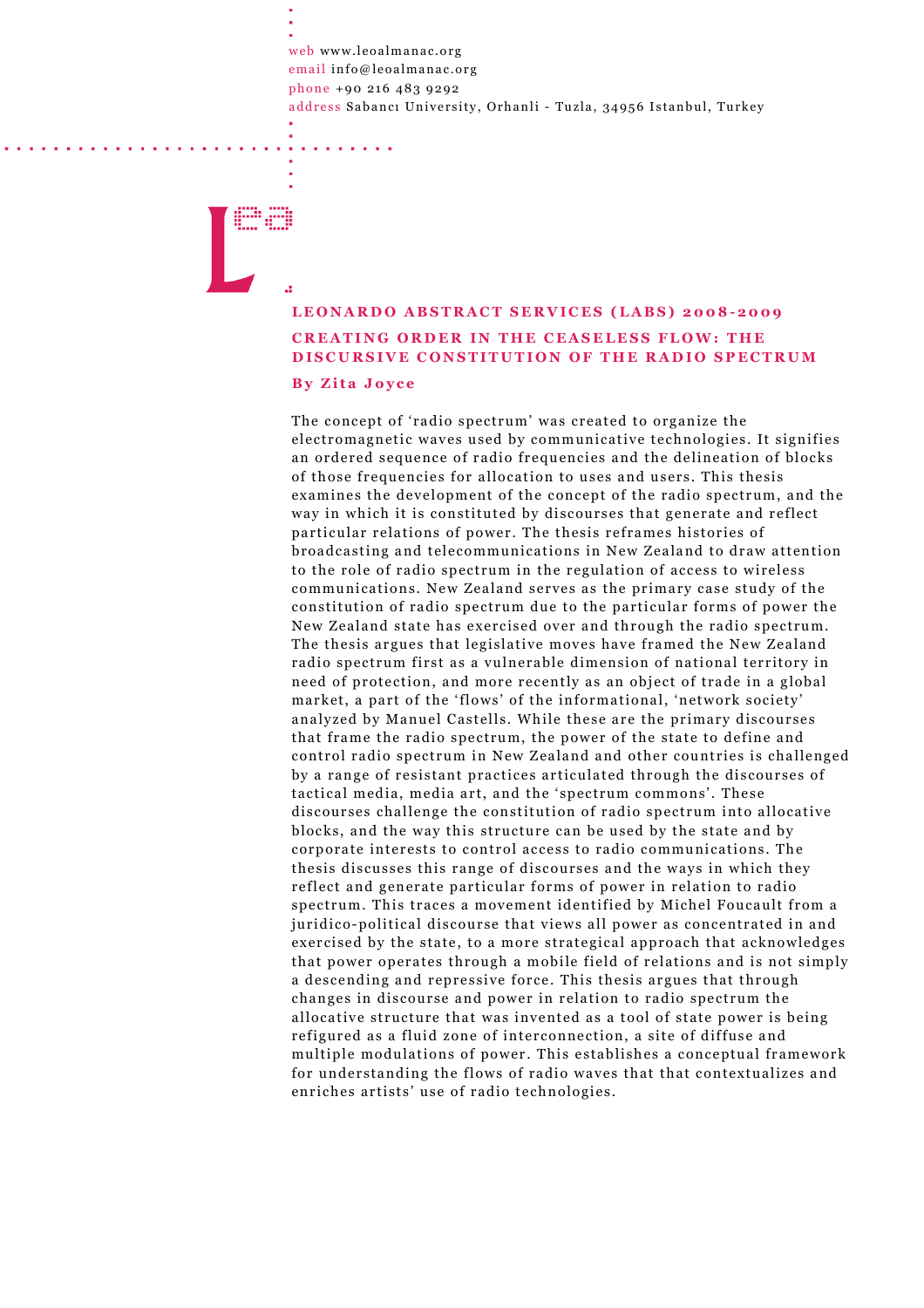web www.leoalmanac.org
email info@leoalmanac.org
phone +90 216 483 9292
address Sabancı University, Orhanli - Tuzla, 34956 Istanbul, Turkey

# LEONARDO ABSTRACT SERVICES (LABS) 2008-2009

## CREATING ORDER IN THE CEASELESS FLOW: THE DISCURSIVE CONSTITUTION OF THE RADIO SPECTRUM

**By Zita Joyce**

The concept of 'radio spectrum' was created to organize the electromagnetic waves used by communicative technologies. It signifies an ordered sequence of radio frequencies and the delineation of blocks of those frequencies for allocation to uses and users. This thesis examines the development of the concept of the radio spectrum, and the way in which it is constituted by discourses that generate and reflect particular relations of power. The thesis reframes histories of broadcasting and telecommunications in New Zealand to draw attention to the role of radio spectrum in the regulation of access to wireless communications. New Zealand serves as the primary case study of the constitution of radio spectrum due to the particular forms of power the New Zealand state has exercised over and through the radio spectrum. The thesis argues that legislative moves have framed the New Zealand radio spectrum first as a vulnerable dimension of national territory in need of protection, and more recently as an object of trade in a global market, a part of the 'flows' of the informational, 'network society' analyzed by Manuel Castells. While these are the primary discourses that frame the radio spectrum, the power of the state to define and control radio spectrum in New Zealand and other countries is challenged by a range of resistant practices articulated through the discourses of tactical media, media art, and the 'spectrum commons'. These discourses challenge the constitution of radio spectrum into allocative blocks, and the way this structure can be used by the state and by corporate interests to control access to radio communications. The thesis discusses this range of discourses and the ways in which they reflect and generate particular forms of power in relation to radio spectrum. This traces a movement identified by Michel Foucault from a juridico-political discourse that views all power as concentrated in and exercised by the state, to a more strategical approach that acknowledges that power operates through a mobile field of relations and is not simply a descending and repressive force. This thesis argues that through changes in discourse and power in relation to radio spectrum the allocative structure that was invented as a tool of state power is being refigured as a fluid zone of interconnection, a site of diffuse and multiple modulations of power. This establishes a conceptual framework for understanding the flows of radio waves that that contextualizes and enriches artists' use of radio technologies.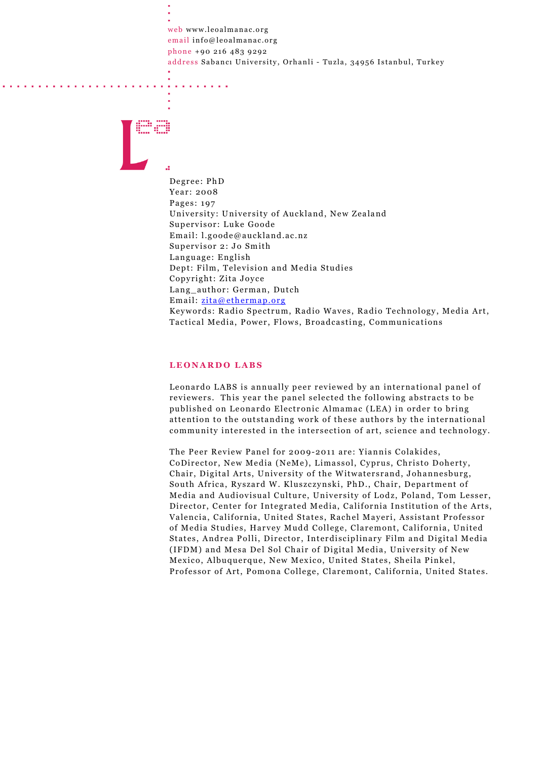web www.leoalmanac.org
email info@leoalmanac.org
phone +90 216 483 9292
address Sabancı University, Orhanli - Tuzla, 34956 Istanbul, Turkey

Degree: PhD
Year: 2008
Pages: 197
University: University of Auckland, New Zealand
Supervisor: Luke Goode
Email: l.goode@auckland.ac.nz
Supervisor 2: Jo Smith
Language: English
Dept: Film, Television and Media Studies
Copyright: Zita Joyce
Lang_author: German, Dutch
Email: zita@ethermap.org
Keywords: Radio Spectrum, Radio Waves, Radio Technology, Media Art, Tactical Media, Power, Flows, Broadcasting, Communications

## LEONARDO LABS

Leonardo LABS is annually peer reviewed by an international panel of reviewers. This year the panel selected the following abstracts to be published on Leonardo Electronic Almamac (LEA) in order to bring attention to the outstanding work of these authors by the international community interested in the intersection of art, science and technology.

The Peer Review Panel for 2009-2011 are: Yiannis Colakides, CoDirector, New Media (NeMe), Limassol, Cyprus, Christo Doherty, Chair, Digital Arts, University of the Witwatersrand, Johannesburg, South Africa, Ryszard W. Kluszczynski, PhD., Chair, Department of Media and Audiovisual Culture, University of Lodz, Poland, Tom Lesser, Director, Center for Integrated Media, California Institution of the Arts, Valencia, California, United States, Rachel Mayeri, Assistant Professor of Media Studies, Harvey Mudd College, Claremont, California, United States, Andrea Polli, Director, Interdisciplinary Film and Digital Media (IFDM) and Mesa Del Sol Chair of Digital Media, University of New Mexico, Albuquerque, New Mexico, United States, Sheila Pinkel, Professor of Art, Pomona College, Claremont, California, United States.